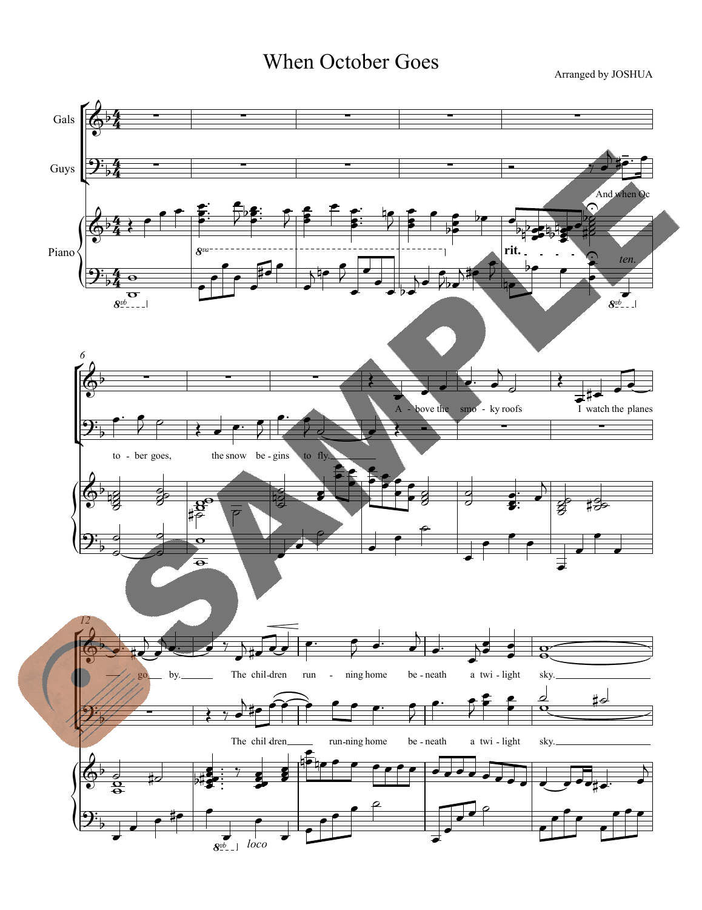# When October Goes

Arranged by JOSHUA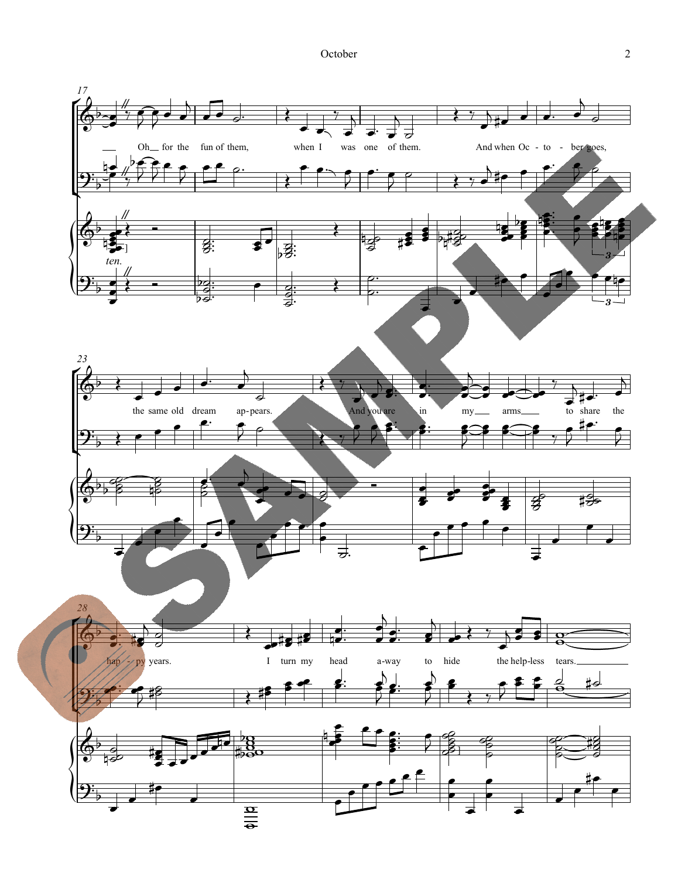Oh for the fun of them, when I was one of them. And when Oc - to - ber goes,

the same old dream ap - pears. And you are in my arms to share the

hap - py years. I turn my head a - way to hide the help - less tears.

*ten.*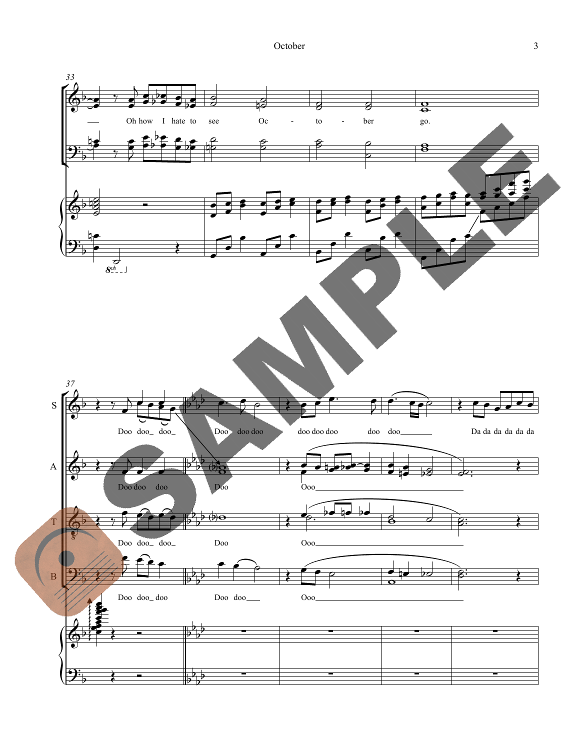33

Oh how I hate to see Oc - to - ber go.

37

S

Doo doo_ doo_ Doo doo doo doo doo doo doo doo_______ Da da da da da da

A

Doo doo doo Doo Ooo

T

Doo doo_ doo_ Doo Ooo

B

Doo doo_ doo Doo doo___ Ooo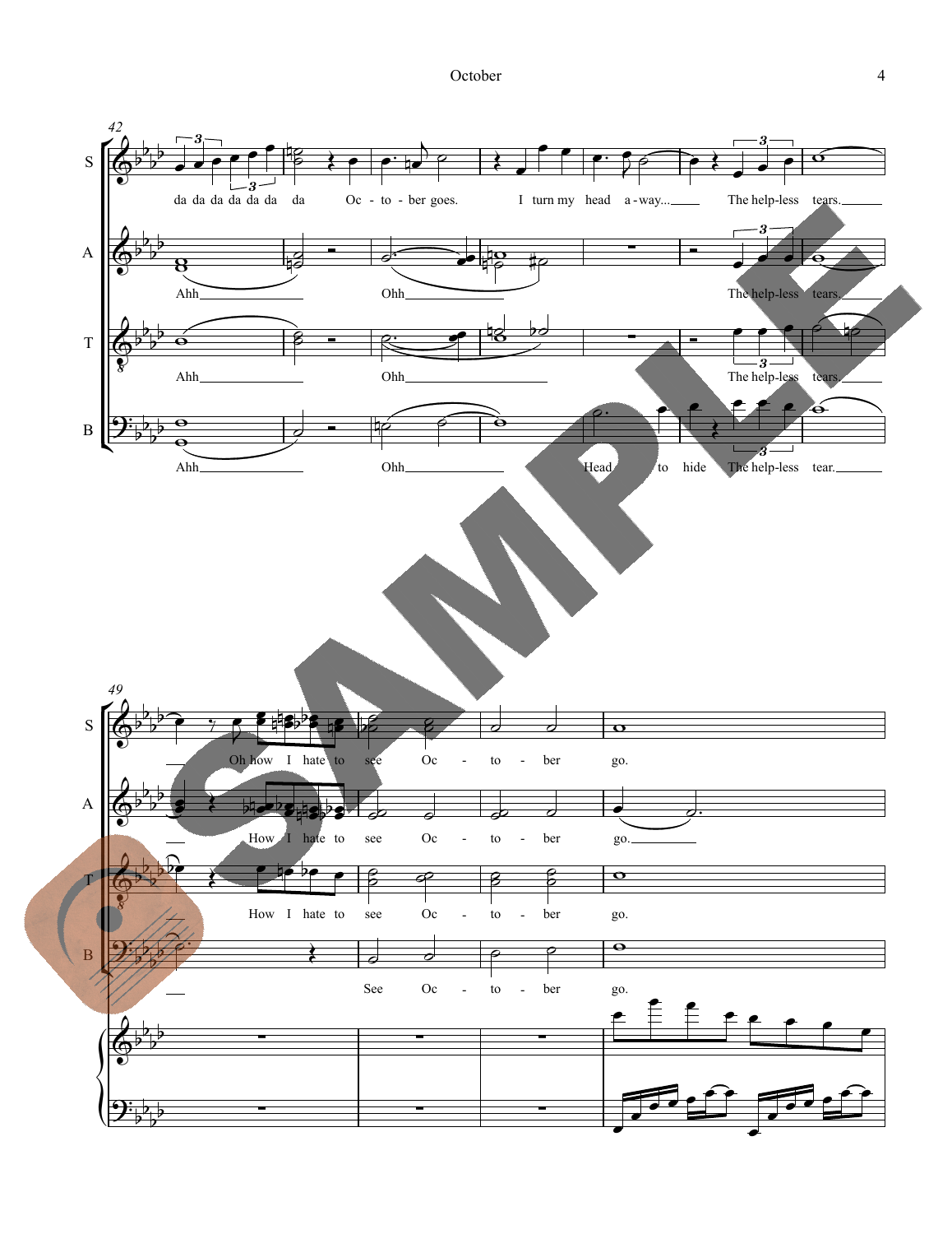42

S: da da da da da da da Oc - to - ber goes. I turn my head a - way... The help-less tears.

A: Ahh Ohh The help-less tears.

T: Ahh Ohh The help-less tears.

B: Ahh Ohh Head to hide The help-less tear.

49

S: Oh how I hate to see Oc - to - ber go.

A: How I hate to see Oc - to - ber go.

T: How I hate to see Oc - to - ber go.

B: See Oc - to - ber go.